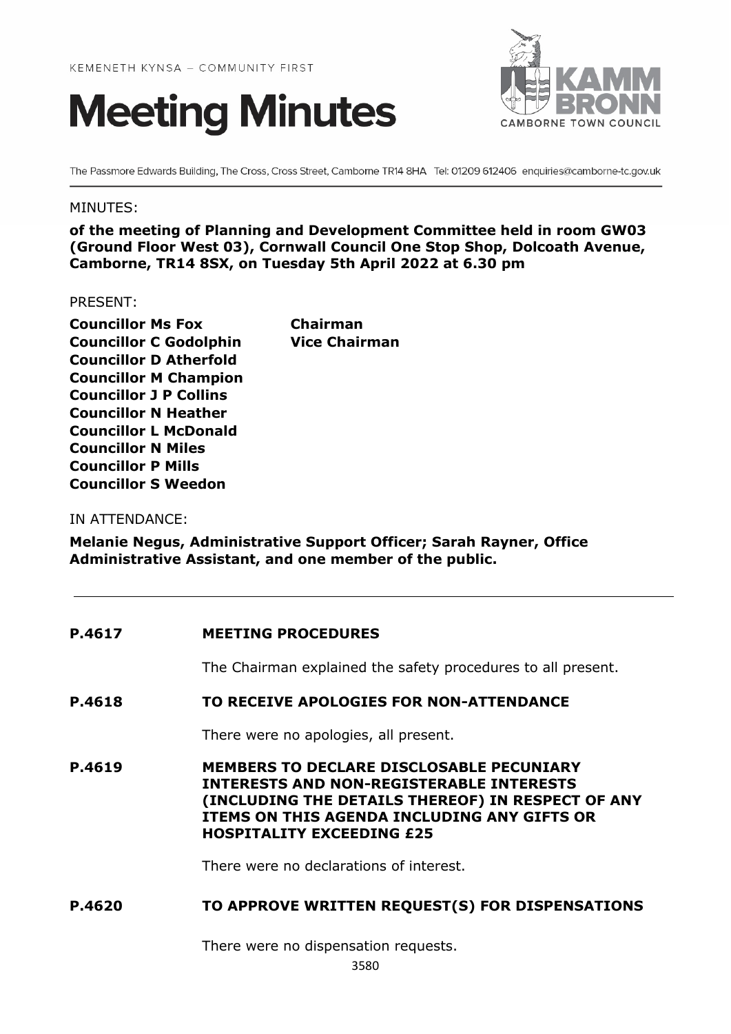KEMENETH KYNSA – COMMUNITY FIRST

# Meeting Minutes

KAMM BRONN
CAMBORNE TOWN COUNCIL

The Passmore Edwards Building, The Cross, Cross Street, Camborne TR14 8HA Tel: 01209 612406 enquiries@camborne-tc.gov.uk

MINUTES:

**of the meeting of Planning and Development Committee held in room GW03 (Ground Floor West 03), Cornwall Council One Stop Shop, Dolcoath Avenue, Camborne, TR14 8SX, on Tuesday 5th April 2022 at 6.30 pm**

PRESENT:

| | |
|---|---|
| **Councillor Ms Fox** | **Chairman** |
| **Councillor C Godolphin** | **Vice Chairman** |
| **Councillor D Atherfold** | |
| **Councillor M Champion** | |
| **Councillor J P Collins** | |
| **Councillor N Heather** | |
| **Councillor L McDonald** | |
| **Councillor N Miles** | |
| **Councillor P Mills** | |
| **Councillor S Weedon** | |

IN ATTENDANCE:

**Melanie Negus, Administrative Support Officer; Sarah Rayner, Office Administrative Assistant, and one member of the public.**

---

**P.4617 MEETING PROCEDURES**

The Chairman explained the safety procedures to all present.

**P.4618 TO RECEIVE APOLOGIES FOR NON-ATTENDANCE**

There were no apologies, all present.

**P.4619 MEMBERS TO DECLARE DISCLOSABLE PECUNIARY INTERESTS AND NON-REGISTERABLE INTERESTS (INCLUDING THE DETAILS THEREOF) IN RESPECT OF ANY ITEMS ON THIS AGENDA INCLUDING ANY GIFTS OR HOSPITALITY EXCEEDING £25**

There were no declarations of interest.

**P.4620 TO APPROVE WRITTEN REQUEST(S) FOR DISPENSATIONS**

There were no dispensation requests.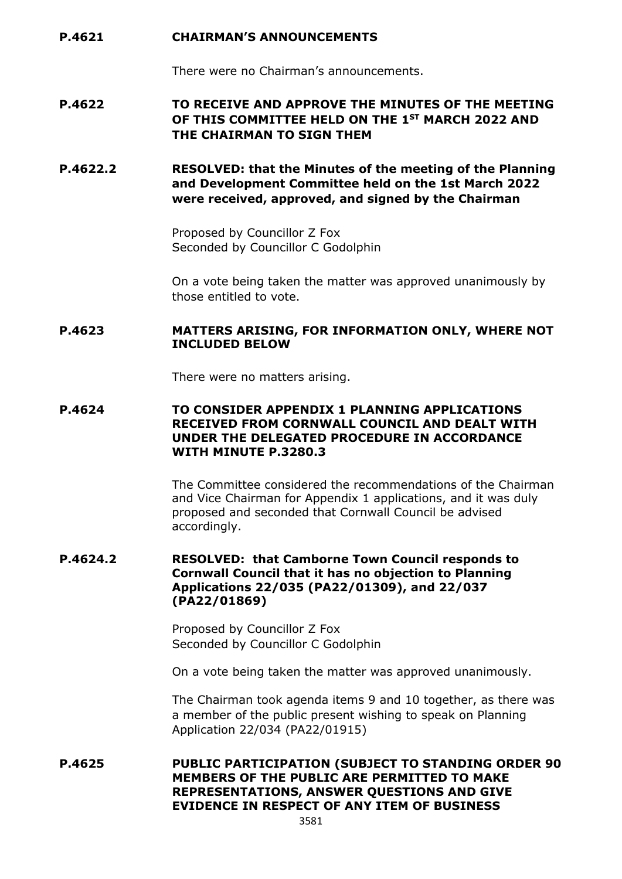**P.4621 CHAIRMAN'S ANNOUNCEMENTS**

There were no Chairman's announcements.

**P.4622 TO RECEIVE AND APPROVE THE MINUTES OF THE MEETING OF THIS COMMITTEE HELD ON THE 1ST MARCH 2022 AND THE CHAIRMAN TO SIGN THEM**

**P.4622.2 RESOLVED: that the Minutes of the meeting of the Planning and Development Committee held on the 1st March 2022 were received, approved, and signed by the Chairman**

Proposed by Councillor Z Fox
Seconded by Councillor C Godolphin

On a vote being taken the matter was approved unanimously by those entitled to vote.

**P.4623 MATTERS ARISING, FOR INFORMATION ONLY, WHERE NOT INCLUDED BELOW**

There were no matters arising.

**P.4624 TO CONSIDER APPENDIX 1 PLANNING APPLICATIONS RECEIVED FROM CORNWALL COUNCIL AND DEALT WITH UNDER THE DELEGATED PROCEDURE IN ACCORDANCE WITH MINUTE P.3280.3**

The Committee considered the recommendations of the Chairman and Vice Chairman for Appendix 1 applications, and it was duly proposed and seconded that Cornwall Council be advised accordingly.

**P.4624.2 RESOLVED: that Camborne Town Council responds to Cornwall Council that it has no objection to Planning Applications 22/035 (PA22/01309), and 22/037 (PA22/01869)**

Proposed by Councillor Z Fox
Seconded by Councillor C Godolphin

On a vote being taken the matter was approved unanimously.

The Chairman took agenda items 9 and 10 together, as there was a member of the public present wishing to speak on Planning Application 22/034 (PA22/01915)

**P.4625 PUBLIC PARTICIPATION (SUBJECT TO STANDING ORDER 90 MEMBERS OF THE PUBLIC ARE PERMITTED TO MAKE REPRESENTATIONS, ANSWER QUESTIONS AND GIVE EVIDENCE IN RESPECT OF ANY ITEM OF BUSINESS**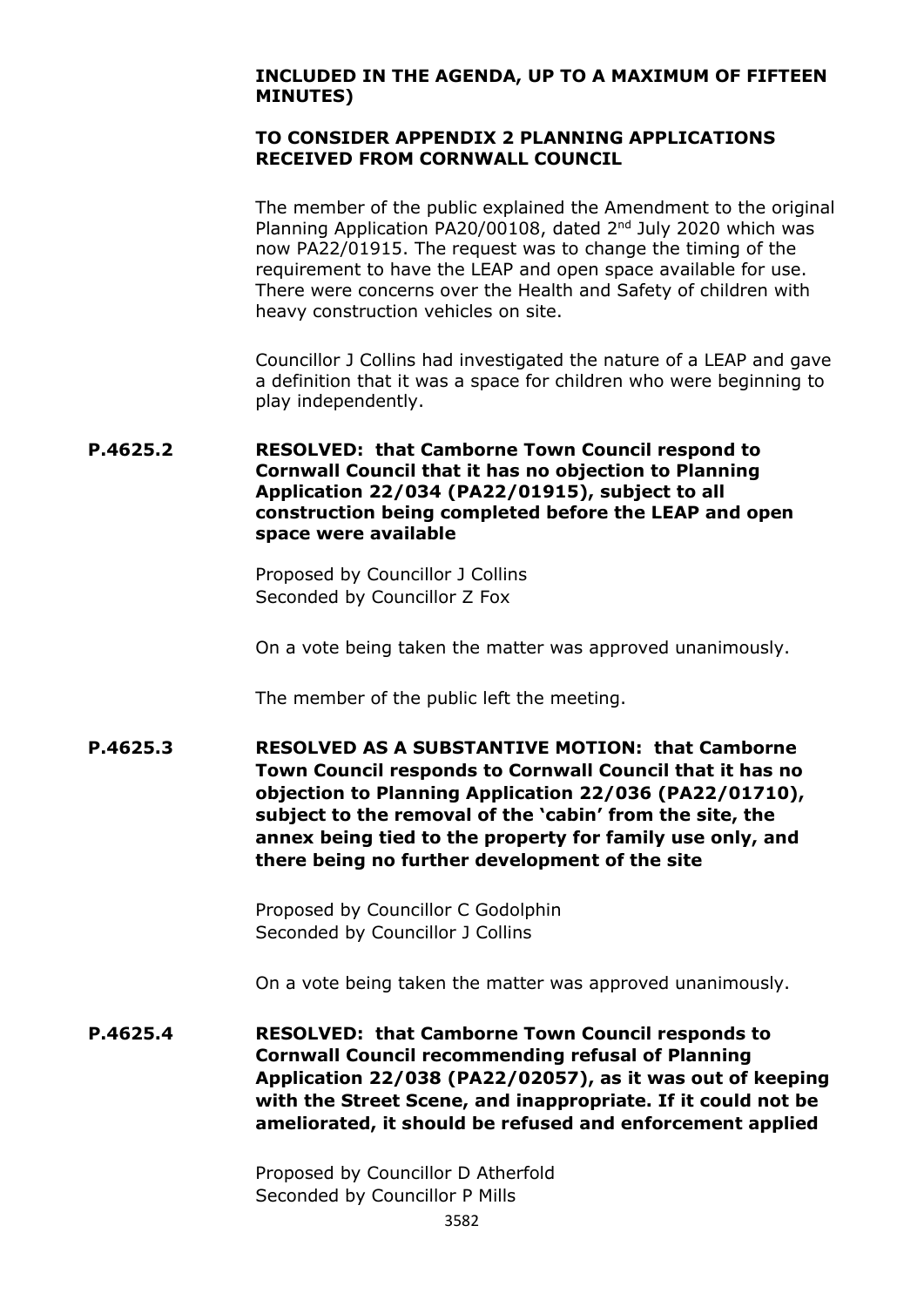**INCLUDED IN THE AGENDA, UP TO A MAXIMUM OF FIFTEEN MINUTES)**

**TO CONSIDER APPENDIX 2 PLANNING APPLICATIONS RECEIVED FROM CORNWALL COUNCIL**

The member of the public explained the Amendment to the original Planning Application PA20/00108, dated 2nd July 2020 which was now PA22/01915. The request was to change the timing of the requirement to have the LEAP and open space available for use. There were concerns over the Health and Safety of children with heavy construction vehicles on site.

Councillor J Collins had investigated the nature of a LEAP and gave a definition that it was a space for children who were beginning to play independently.

**P.4625.2 RESOLVED: that Camborne Town Council respond to Cornwall Council that it has no objection to Planning Application 22/034 (PA22/01915), subject to all construction being completed before the LEAP and open space were available**

Proposed by Councillor J Collins
Seconded by Councillor Z Fox

On a vote being taken the matter was approved unanimously.

The member of the public left the meeting.

**P.4625.3 RESOLVED AS A SUBSTANTIVE MOTION: that Camborne Town Council responds to Cornwall Council that it has no objection to Planning Application 22/036 (PA22/01710), subject to the removal of the 'cabin' from the site, the annex being tied to the property for family use only, and there being no further development of the site**

Proposed by Councillor C Godolphin
Seconded by Councillor J Collins

On a vote being taken the matter was approved unanimously.

**P.4625.4 RESOLVED: that Camborne Town Council responds to Cornwall Council recommending refusal of Planning Application 22/038 (PA22/02057), as it was out of keeping with the Street Scene, and inappropriate. If it could not be ameliorated, it should be refused and enforcement applied**

Proposed by Councillor D Atherfold
Seconded by Councillor P Mills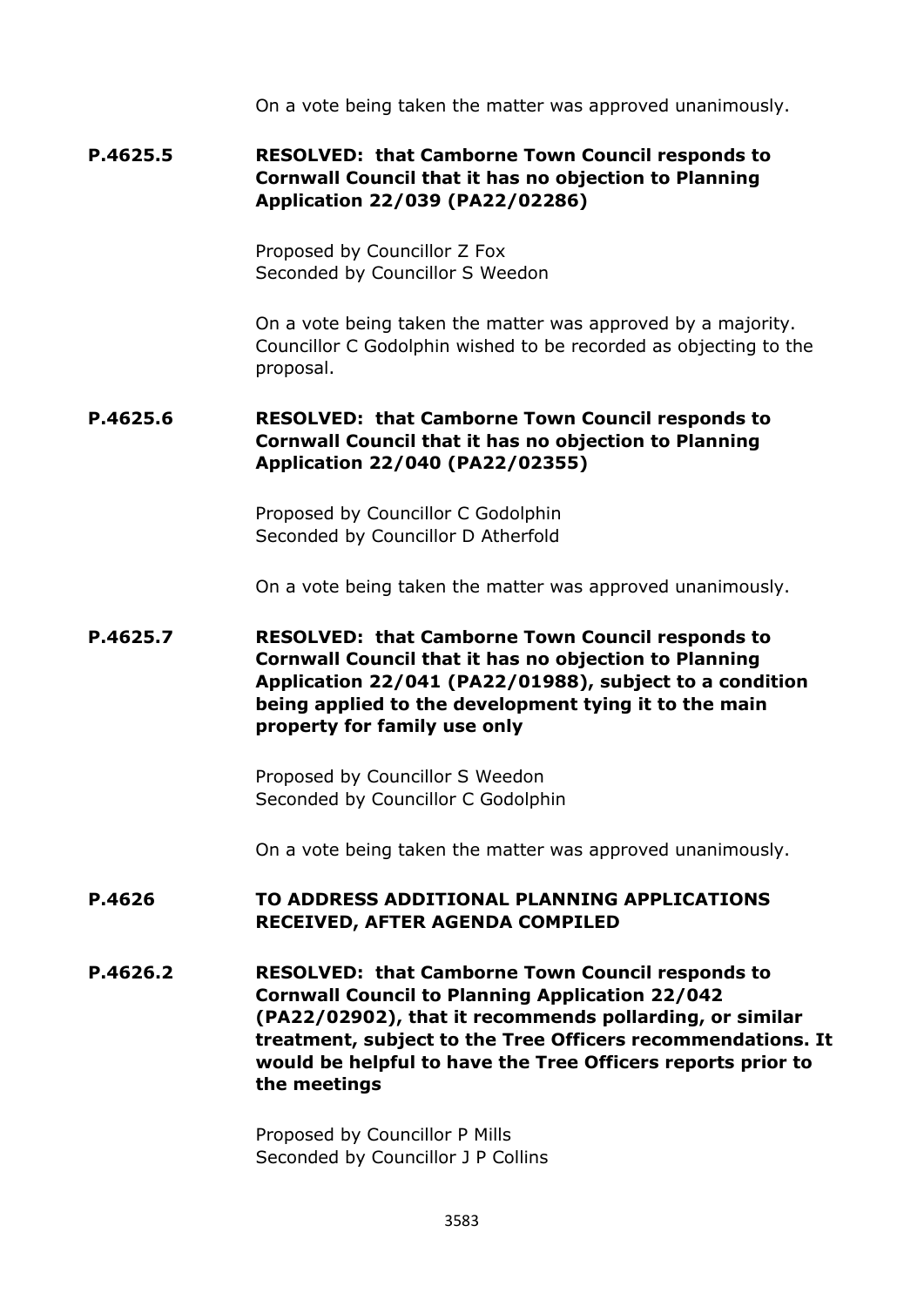On a vote being taken the matter was approved unanimously.

**P.4625.5 RESOLVED: that Camborne Town Council responds to Cornwall Council that it has no objection to Planning Application 22/039 (PA22/02286)**

Proposed by Councillor Z Fox
Seconded by Councillor S Weedon

On a vote being taken the matter was approved by a majority. Councillor C Godolphin wished to be recorded as objecting to the proposal.

**P.4625.6 RESOLVED: that Camborne Town Council responds to Cornwall Council that it has no objection to Planning Application 22/040 (PA22/02355)**

Proposed by Councillor C Godolphin
Seconded by Councillor D Atherfold

On a vote being taken the matter was approved unanimously.

**P.4625.7 RESOLVED: that Camborne Town Council responds to Cornwall Council that it has no objection to Planning Application 22/041 (PA22/01988), subject to a condition being applied to the development tying it to the main property for family use only**

Proposed by Councillor S Weedon
Seconded by Councillor C Godolphin

On a vote being taken the matter was approved unanimously.

**P.4626 TO ADDRESS ADDITIONAL PLANNING APPLICATIONS RECEIVED, AFTER AGENDA COMPILED**

**P.4626.2 RESOLVED: that Camborne Town Council responds to Cornwall Council to Planning Application 22/042 (PA22/02902), that it recommends pollarding, or similar treatment, subject to the Tree Officers recommendations. It would be helpful to have the Tree Officers reports prior to the meetings**

Proposed by Councillor P Mills
Seconded by Councillor J P Collins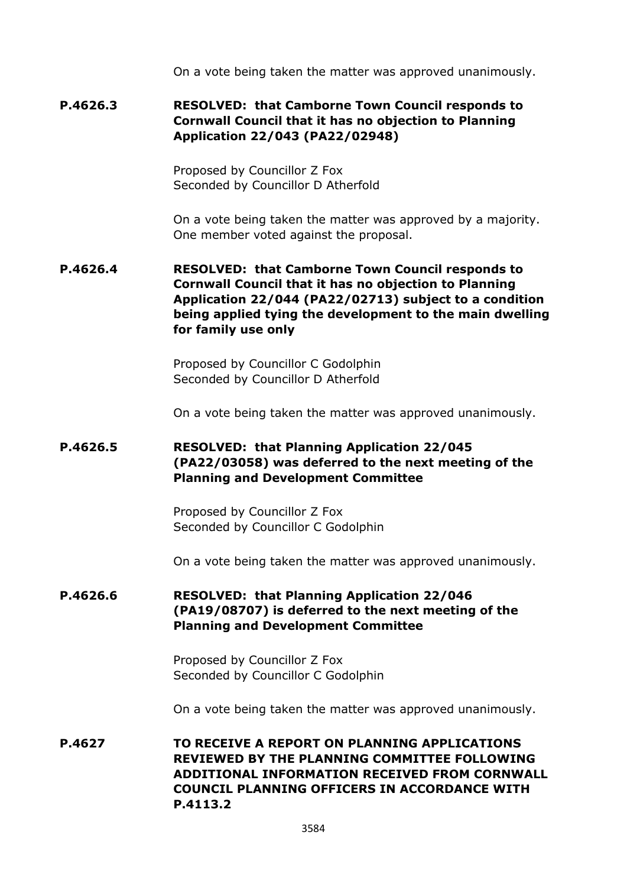On a vote being taken the matter was approved unanimously.

**P.4626.3** **RESOLVED: that Camborne Town Council responds to Cornwall Council that it has no objection to Planning Application 22/043 (PA22/02948)**

Proposed by Councillor Z Fox
Seconded by Councillor D Atherfold

On a vote being taken the matter was approved by a majority. One member voted against the proposal.

**P.4626.4** **RESOLVED: that Camborne Town Council responds to Cornwall Council that it has no objection to Planning Application 22/044 (PA22/02713) subject to a condition being applied tying the development to the main dwelling for family use only**

Proposed by Councillor C Godolphin
Seconded by Councillor D Atherfold

On a vote being taken the matter was approved unanimously.

**P.4626.5** **RESOLVED: that Planning Application 22/045 (PA22/03058) was deferred to the next meeting of the Planning and Development Committee**

Proposed by Councillor Z Fox
Seconded by Councillor C Godolphin

On a vote being taken the matter was approved unanimously.

**P.4626.6** **RESOLVED: that Planning Application 22/046 (PA19/08707) is deferred to the next meeting of the Planning and Development Committee**

Proposed by Councillor Z Fox
Seconded by Councillor C Godolphin

On a vote being taken the matter was approved unanimously.

**P.4627** **TO RECEIVE A REPORT ON PLANNING APPLICATIONS REVIEWED BY THE PLANNING COMMITTEE FOLLOWING ADDITIONAL INFORMATION RECEIVED FROM CORNWALL COUNCIL PLANNING OFFICERS IN ACCORDANCE WITH P.4113.2**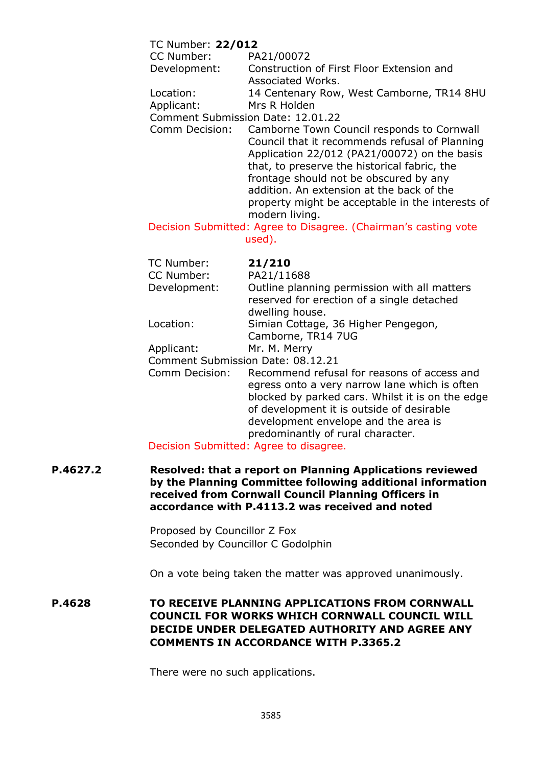TC Number: **22/012**
CC Number: PA21/00072
Development: Construction of First Floor Extension and Associated Works.
Location: 14 Centenary Row, West Camborne, TR14 8HU
Applicant: Mrs R Holden
Comment Submission Date: 12.01.22
Comm Decision: Camborne Town Council responds to Cornwall Council that it recommends refusal of Planning Application 22/012 (PA21/00072) on the basis that, to preserve the historical fabric, the frontage should not be obscured by any addition. An extension at the back of the property might be acceptable in the interests of modern living.
Decision Submitted: Agree to Disagree. (Chairman's casting vote used).

TC Number: **21/210**
CC Number: PA21/11688
Development: Outline planning permission with all matters reserved for erection of a single detached dwelling house.
Location: Simian Cottage, 36 Higher Pengegon, Camborne, TR14 7UG
Applicant: Mr. M. Merry
Comment Submission Date: 08.12.21
Comm Decision: Recommend refusal for reasons of access and egress onto a very narrow lane which is often blocked by parked cars. Whilst it is on the edge of development it is outside of desirable development envelope and the area is predominantly of rural character.
Decision Submitted: Agree to disagree.

**P.4627.2** **Resolved: that a report on Planning Applications reviewed by the Planning Committee following additional information received from Cornwall Council Planning Officers in accordance with P.4113.2 was received and noted**

Proposed by Councillor Z Fox
Seconded by Councillor C Godolphin

On a vote being taken the matter was approved unanimously.

**P.4628** **TO RECEIVE PLANNING APPLICATIONS FROM CORNWALL COUNCIL FOR WORKS WHICH CORNWALL COUNCIL WILL DECIDE UNDER DELEGATED AUTHORITY AND AGREE ANY COMMENTS IN ACCORDANCE WITH P.3365.2**

There were no such applications.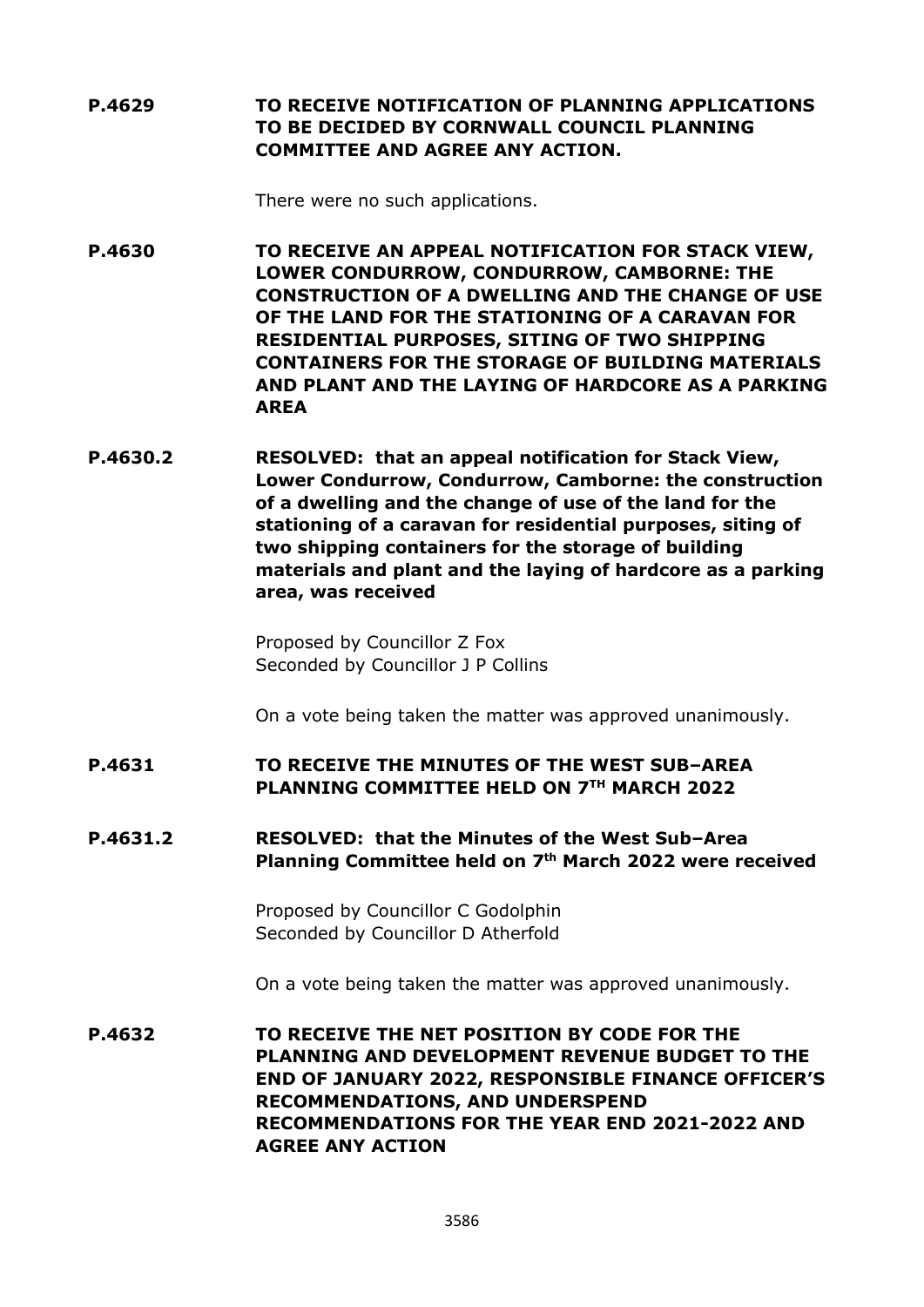**P.4629 TO RECEIVE NOTIFICATION OF PLANNING APPLICATIONS TO BE DECIDED BY CORNWALL COUNCIL PLANNING COMMITTEE AND AGREE ANY ACTION.**

There were no such applications.

**P.4630 TO RECEIVE AN APPEAL NOTIFICATION FOR STACK VIEW, LOWER CONDURROW, CONDURROW, CAMBORNE: THE CONSTRUCTION OF A DWELLING AND THE CHANGE OF USE OF THE LAND FOR THE STATIONING OF A CARAVAN FOR RESIDENTIAL PURPOSES, SITING OF TWO SHIPPING CONTAINERS FOR THE STORAGE OF BUILDING MATERIALS AND PLANT AND THE LAYING OF HARDCORE AS A PARKING AREA**

**P.4630.2 RESOLVED: that an appeal notification for Stack View, Lower Condurrow, Condurrow, Camborne: the construction of a dwelling and the change of use of the land for the stationing of a caravan for residential purposes, siting of two shipping containers for the storage of building materials and plant and the laying of hardcore as a parking area, was received**

Proposed by Councillor Z Fox
Seconded by Councillor J P Collins

On a vote being taken the matter was approved unanimously.

**P.4631 TO RECEIVE THE MINUTES OF THE WEST SUB–AREA PLANNING COMMITTEE HELD ON 7TH MARCH 2022**

**P.4631.2 RESOLVED: that the Minutes of the West Sub–Area Planning Committee held on 7th March 2022 were received**

Proposed by Councillor C Godolphin
Seconded by Councillor D Atherfold

On a vote being taken the matter was approved unanimously.

**P.4632 TO RECEIVE THE NET POSITION BY CODE FOR THE PLANNING AND DEVELOPMENT REVENUE BUDGET TO THE END OF JANUARY 2022, RESPONSIBLE FINANCE OFFICER'S RECOMMENDATIONS, AND UNDERSPEND RECOMMENDATIONS FOR THE YEAR END 2021-2022 AND AGREE ANY ACTION**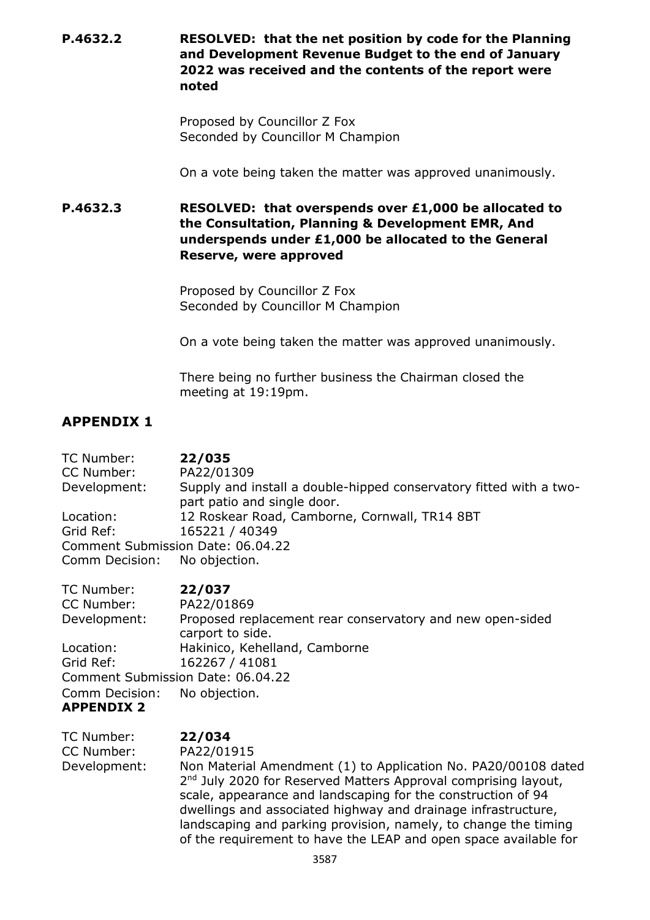**P.4632.2** **RESOLVED: that the net position by code for the Planning and Development Revenue Budget to the end of January 2022 was received and the contents of the report were noted**

Proposed by Councillor Z Fox
Seconded by Councillor M Champion

On a vote being taken the matter was approved unanimously.

**P.4632.3** **RESOLVED: that overspends over £1,000 be allocated to the Consultation, Planning & Development EMR, And underspends under £1,000 be allocated to the General Reserve, were approved**

Proposed by Councillor Z Fox
Seconded by Councillor M Champion

On a vote being taken the matter was approved unanimously.

There being no further business the Chairman closed the meeting at 19:19pm.

## APPENDIX 1

TC Number: **22/035**
CC Number: PA22/01309
Development: Supply and install a double-hipped conservatory fitted with a two-part patio and single door.
Location: 12 Roskear Road, Camborne, Cornwall, TR14 8BT
Grid Ref: 165221 / 40349
Comment Submission Date: 06.04.22
Comm Decision: No objection.

TC Number: **22/037**
CC Number: PA22/01869
Development: Proposed replacement rear conservatory and new open-sided carport to side.
Location: Hakinico, Kehelland, Camborne
Grid Ref: 162267 / 41081
Comment Submission Date: 06.04.22
Comm Decision: No objection.

## APPENDIX 2

TC Number: **22/034**
CC Number: PA22/01915
Development: Non Material Amendment (1) to Application No. PA20/00108 dated 2nd July 2020 for Reserved Matters Approval comprising layout, scale, appearance and landscaping for the construction of 94 dwellings and associated highway and drainage infrastructure, landscaping and parking provision, namely, to change the timing of the requirement to have the LEAP and open space available for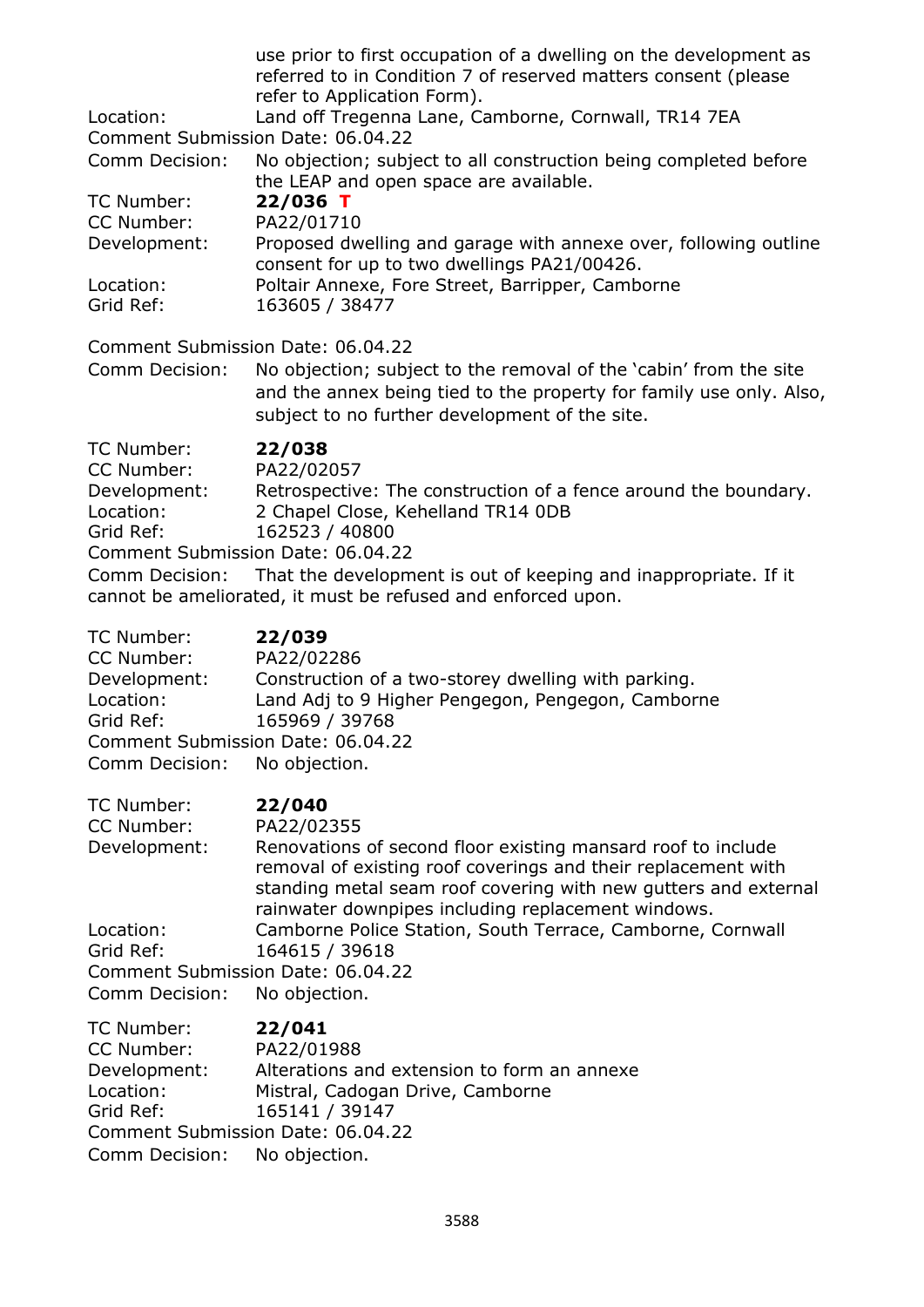use prior to first occupation of a dwelling on the development as referred to in Condition 7 of reserved matters consent (please refer to Application Form).

Location: Land off Tregenna Lane, Camborne, Cornwall, TR14 7EA

Comment Submission Date: 06.04.22

Comm Decision: No objection; subject to all construction being completed before the LEAP and open space are available.

TC Number: **22/036 T**
CC Number: PA22/01710
Development: Proposed dwelling and garage with annexe over, following outline consent for up to two dwellings PA21/00426.
Location: Poltair Annexe, Fore Street, Barripper, Camborne
Grid Ref: 163605 / 38477

Comment Submission Date: 06.04.22
Comm Decision: No objection; subject to the removal of the 'cabin' from the site and the annex being tied to the property for family use only. Also, subject to no further development of the site.

TC Number: **22/038**
CC Number: PA22/02057
Development: Retrospective: The construction of a fence around the boundary.
Location: 2 Chapel Close, Kehelland TR14 0DB
Grid Ref: 162523 / 40800
Comment Submission Date: 06.04.22
Comm Decision: That the development is out of keeping and inappropriate. If it cannot be ameliorated, it must be refused and enforced upon.

TC Number: **22/039**
CC Number: PA22/02286
Development: Construction of a two-storey dwelling with parking.
Location: Land Adj to 9 Higher Pengegon, Pengegon, Camborne
Grid Ref: 165969 / 39768
Comment Submission Date: 06.04.22
Comm Decision: No objection.

TC Number: **22/040**
CC Number: PA22/02355
Development: Renovations of second floor existing mansard roof to include removal of existing roof coverings and their replacement with standing metal seam roof covering with new gutters and external rainwater downpipes including replacement windows.
Location: Camborne Police Station, South Terrace, Camborne, Cornwall
Grid Ref: 164615 / 39618
Comment Submission Date: 06.04.22
Comm Decision: No objection.

TC Number: **22/041**
CC Number: PA22/01988
Development: Alterations and extension to form an annexe
Location: Mistral, Cadogan Drive, Camborne
Grid Ref: 165141 / 39147
Comment Submission Date: 06.04.22
Comm Decision: No objection.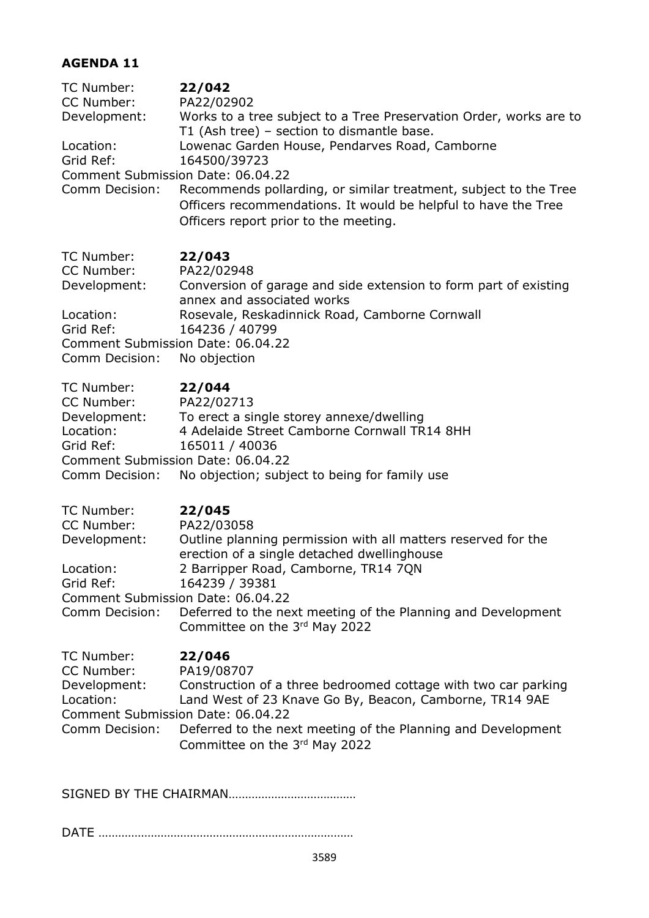**AGENDA 11**

TC Number: **22/042**
CC Number: PA22/02902
Development: Works to a tree subject to a Tree Preservation Order, works are to T1 (Ash tree) – section to dismantle base.
Location: Lowenac Garden House, Pendarves Road, Camborne
Grid Ref: 164500/39723
Comment Submission Date: 06.04.22
Comm Decision: Recommends pollarding, or similar treatment, subject to the Tree Officers recommendations. It would be helpful to have the Tree Officers report prior to the meeting.

TC Number: **22/043**
CC Number: PA22/02948
Development: Conversion of garage and side extension to form part of existing annex and associated works
Location: Rosevale, Reskadinnick Road, Camborne Cornwall
Grid Ref: 164236 / 40799
Comment Submission Date: 06.04.22
Comm Decision: No objection

TC Number: **22/044**
CC Number: PA22/02713
Development: To erect a single storey annexe/dwelling
Location: 4 Adelaide Street Camborne Cornwall TR14 8HH
Grid Ref: 165011 / 40036
Comment Submission Date: 06.04.22
Comm Decision: No objection; subject to being for family use

TC Number: **22/045**
CC Number: PA22/03058
Development: Outline planning permission with all matters reserved for the erection of a single detached dwellinghouse
Location: 2 Barripper Road, Camborne, TR14 7QN
Grid Ref: 164239 / 39381
Comment Submission Date: 06.04.22
Comm Decision: Deferred to the next meeting of the Planning and Development Committee on the 3rd May 2022

TC Number: **22/046**
CC Number: PA19/08707
Development: Construction of a three bedroomed cottage with two car parking
Location: Land West of 23 Knave Go By, Beacon, Camborne, TR14 9AE
Comment Submission Date: 06.04.22
Comm Decision: Deferred to the next meeting of the Planning and Development Committee on the 3rd May 2022

SIGNED BY THE CHAIRMAN…………………………………

DATE …………………………………………………………………